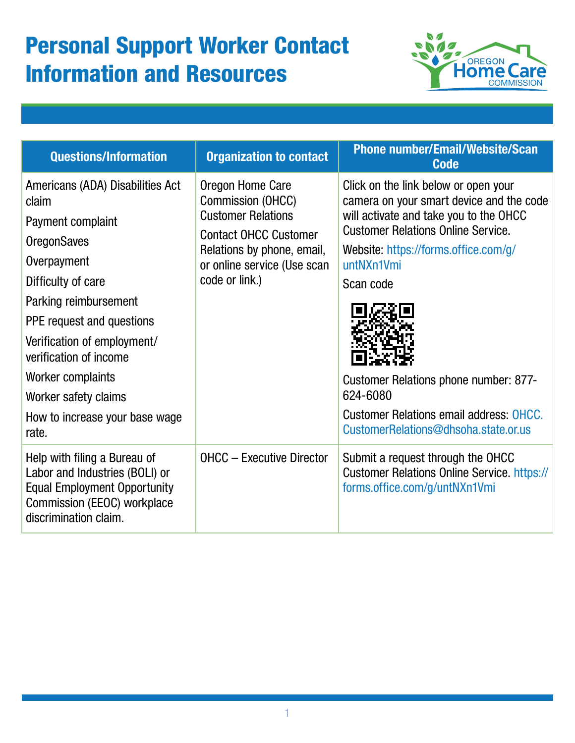# Personal Support Worker Contact Information and Resources

| Questions/Information | Organization to contact | Phone number/Email/Website/Scan Code |
|---|---|---|
| Americans (ADA) Disabilities Act claim<br>Payment complaint<br>OregonSaves<br>Overpayment<br>Difficulty of care<br>Parking reimbursement<br>PPE request and questions<br>Verification of employment/ verification of income<br>Worker complaints<br>Worker safety claims<br>How to increase your base wage rate. | Oregon Home Care Commission (OHCC) Customer Relations<br>Contact OHCC Customer Relations by phone, email, or online service (Use scan code or link.) | Click on the link below or open your camera on your smart device and the code will activate and take you to the OHCC Customer Relations Online Service.<br>Website: https://forms.office.com/g/untNXn1Vmi<br>Scan code<br>Customer Relations phone number: 877-624-6080<br>Customer Relations email address: OHCC.CustomerRelations@dhsoha.state.or.us |
| Help with filing a Bureau of Labor and Industries (BOLI) or Equal Employment Opportunity Commission (EEOC) workplace discrimination claim. | OHCC – Executive Director | Submit a request through the OHCC Customer Relations Online Service. https://forms.office.com/g/untNXn1Vmi |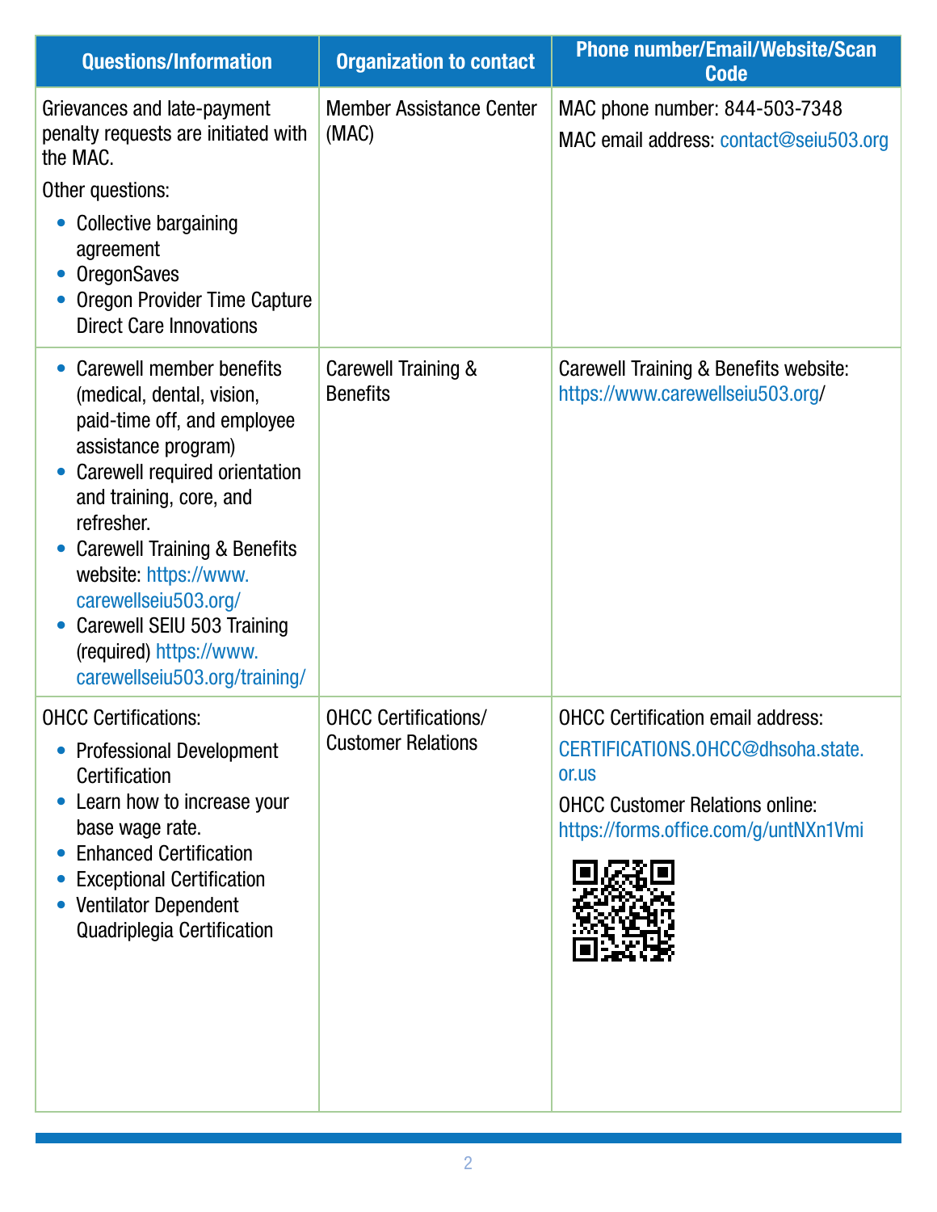| Questions/Information | Organization to contact | Phone number/Email/Website/Scan Code |
|---|---|---|
| Grievances and late-payment penalty requests are initiated with the MAC.<br>Other questions:<br>• Collective bargaining agreement<br>• OregonSaves<br>• Oregon Provider Time Capture Direct Care Innovations | Member Assistance Center (MAC) | MAC phone number: 844-503-7348<br>MAC email address: contact@seiu503.org |
| • Carewell member benefits (medical, dental, vision, paid-time off, and employee assistance program)<br>• Carewell required orientation and training, core, and refresher.<br>• Carewell Training & Benefits website: https://www.carewellseiu503.org/<br>• Carewell SEIU 503 Training (required) https://www.carewellseiu503.org/training/ | Carewell Training & Benefits | Carewell Training & Benefits website: https://www.carewellseiu503.org/ |
| OHCC Certifications:<br>• Professional Development Certification<br>• Learn how to increase your base wage rate.<br>• Enhanced Certification<br>• Exceptional Certification<br>• Ventilator Dependent Quadriplegia Certification | OHCC Certifications/ Customer Relations | OHCC Certification email address: CERTIFICATIONS.OHCC@dhsoha.state.or.us<br>OHCC Customer Relations online: https://forms.office.com/g/untNXn1Vmi |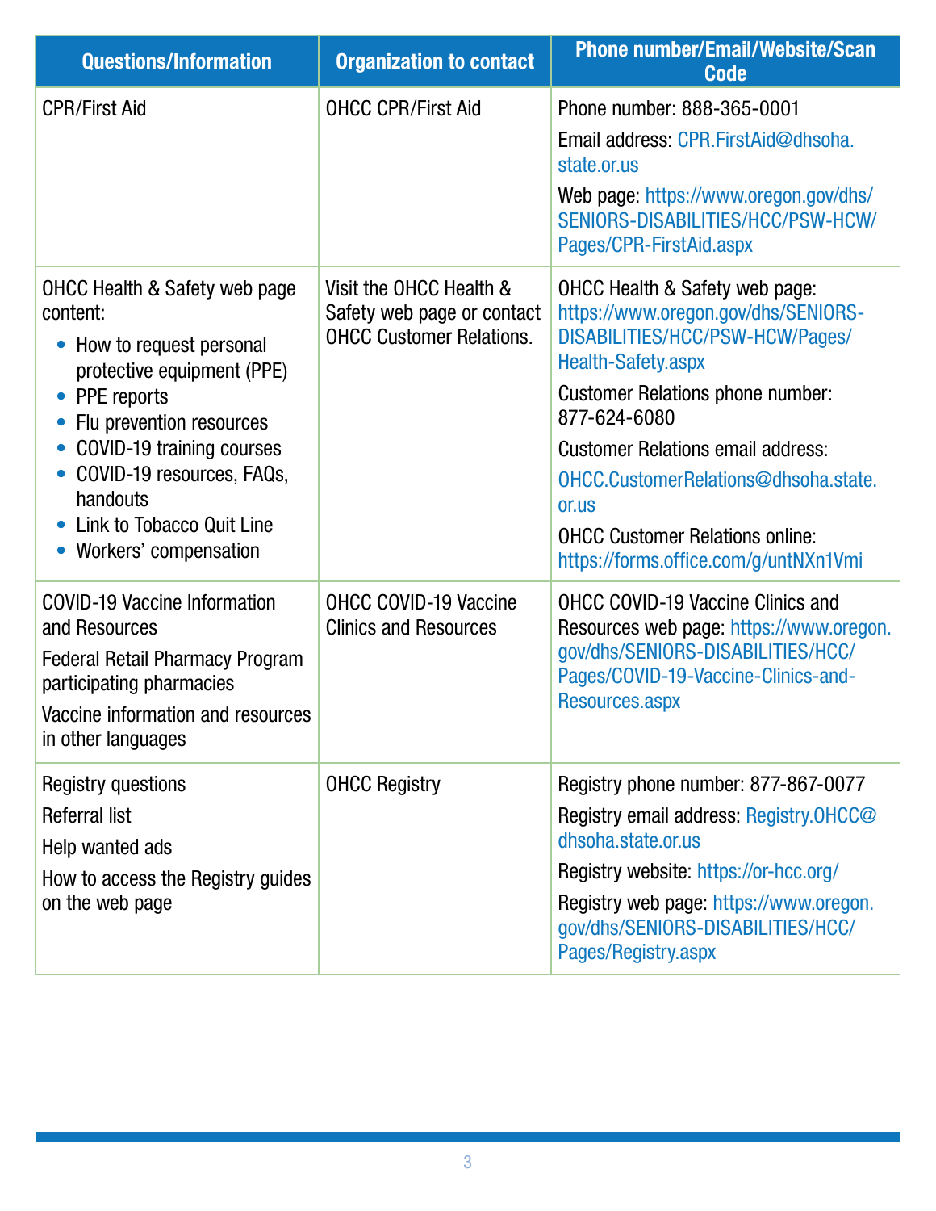| Questions/Information | Organization to contact | Phone number/Email/Website/Scan Code |
|---|---|---|
| CPR/First Aid | OHCC CPR/First Aid | Phone number: 888-365-0001<br>Email address: CPR.FirstAid@dhsoha.state.or.us<br>Web page: https://www.oregon.gov/dhs/SENIORS-DISABILITIES/HCC/PSW-HCW/Pages/CPR-FirstAid.aspx |
| OHCC Health & Safety web page content:<br>• How to request personal protective equipment (PPE)<br>• PPE reports<br>• Flu prevention resources<br>• COVID-19 training courses<br>• COVID-19 resources, FAQs, handouts<br>• Link to Tobacco Quit Line<br>• Workers' compensation | Visit the OHCC Health & Safety web page or contact OHCC Customer Relations. | OHCC Health & Safety web page: https://www.oregon.gov/dhs/SENIORS-DISABILITIES/HCC/PSW-HCW/Pages/Health-Safety.aspx<br>Customer Relations phone number: 877-624-6080<br>Customer Relations email address: OHCC.CustomerRelations@dhsoha.state.or.us<br>OHCC Customer Relations online: https://forms.office.com/g/untNXn1Vmi |
| COVID-19 Vaccine Information and Resources<br>Federal Retail Pharmacy Program participating pharmacies<br>Vaccine information and resources in other languages | OHCC COVID-19 Vaccine Clinics and Resources | OHCC COVID-19 Vaccine Clinics and Resources web page: https://www.oregon.gov/dhs/SENIORS-DISABILITIES/HCC/Pages/COVID-19-Vaccine-Clinics-and-Resources.aspx |
| Registry questions<br>Referral list<br>Help wanted ads<br>How to access the Registry guides on the web page | OHCC Registry | Registry phone number: 877-867-0077<br>Registry email address: Registry.OHCC@dhsoha.state.or.us<br>Registry website: https://or-hcc.org/<br>Registry web page: https://www.oregon.gov/dhs/SENIORS-DISABILITIES/HCC/Pages/Registry.aspx |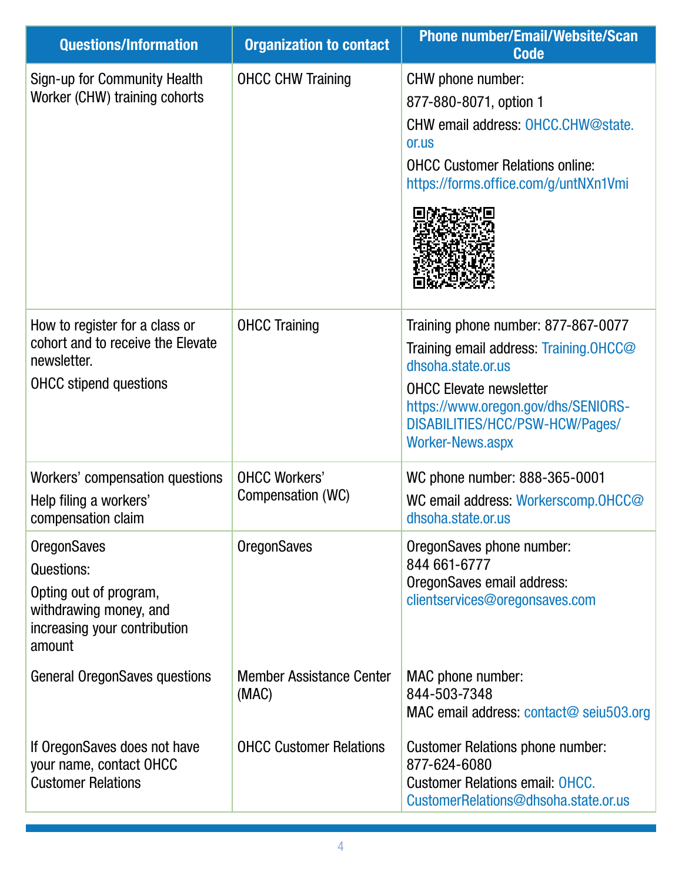| Questions/Information | Organization to contact | Phone number/Email/Website/Scan Code |
|---|---|---|
| Sign-up for Community Health Worker (CHW) training cohorts | OHCC CHW Training | CHW phone number: 877-880-8071, option 1<br>CHW email address: OHCC.CHW@state.or.us<br>OHCC Customer Relations online: https://forms.office.com/g/untNXn1Vmi |
| How to register for a class or cohort and to receive the Elevate newsletter.<br>OHCC stipend questions | OHCC Training | Training phone number: 877-867-0077<br>Training email address: Training.OHCC@dhsoha.state.or.us<br>OHCC Elevate newsletter https://www.oregon.gov/dhs/SENIORS-DISABILITIES/HCC/PSW-HCW/Pages/Worker-News.aspx |
| Workers' compensation questions<br>Help filing a workers' compensation claim | OHCC Workers' Compensation (WC) | WC phone number: 888-365-0001<br>WC email address: Workerscomp.OHCC@dhsoha.state.or.us |
| OregonSaves<br>Questions:<br>Opting out of program, withdrawing money, and increasing your contribution amount | OregonSaves | OregonSaves phone number: 844 661-6777<br>OregonSaves email address: clientservices@oregonsaves.com |
| General OregonSaves questions | Member Assistance Center (MAC) | MAC phone number: 844-503-7348<br>MAC email address: contact@ seiu503.org |
| If OregonSaves does not have your name, contact OHCC Customer Relations | OHCC Customer Relations | Customer Relations phone number: 877-624-6080<br>Customer Relations email: OHCC.CustomerRelations@dhsoha.state.or.us |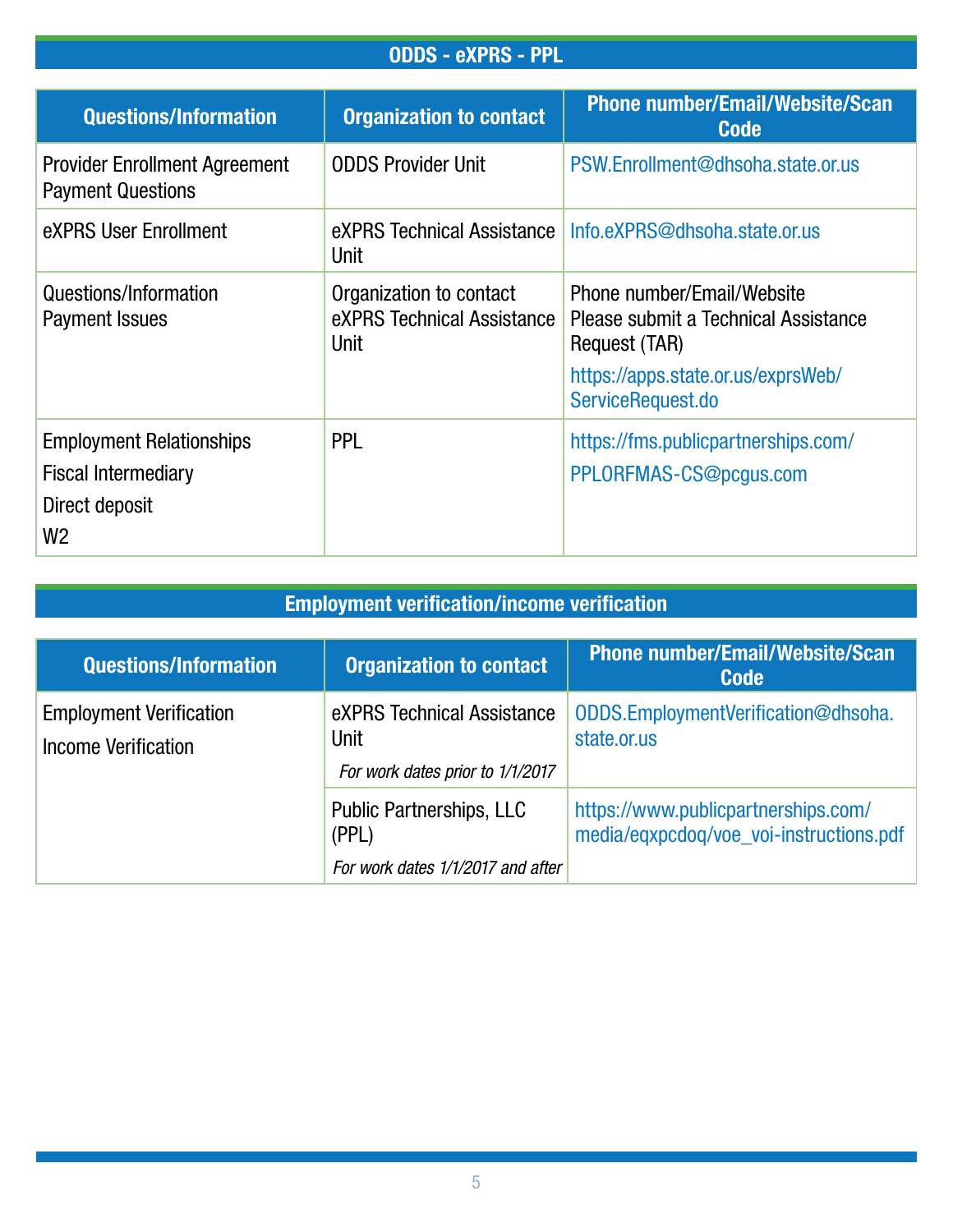## ODDS - eXPRS - PPL

| Questions/Information | Organization to contact | Phone number/Email/Website/Scan Code |
| --- | --- | --- |
| Provider Enrollment Agreement Payment Questions | ODDS Provider Unit | PSW.Enrollment@dhsoha.state.or.us |
| eXPRS User Enrollment | eXPRS Technical Assistance Unit | Info.eXPRS@dhsoha.state.or.us |
| Questions/Information Payment Issues | Organization to contact eXPRS Technical Assistance Unit | Phone number/Email/Website Please submit a Technical Assistance Request (TAR) https://apps.state.or.us/exprsWeb/ServiceRequest.do |
| Employment Relationships<br>Fiscal Intermediary<br>Direct deposit<br>W2 | PPL | https://fms.publicpartnerships.com/<br>PPLORFMAS-CS@pcgus.com |

## Employment verification/income verification

| Questions/Information | Organization to contact | Phone number/Email/Website/Scan Code |
| --- | --- | --- |
| Employment Verification<br>Income Verification | eXPRS Technical Assistance Unit<br>*For work dates prior to 1/1/2017* | ODDS.EmploymentVerification@dhsoha.state.or.us |
| | Public Partnerships, LLC (PPL)<br>*For work dates 1/1/2017 and after* | https://www.publicpartnerships.com/media/eqxpcdoq/voe_voi-instructions.pdf |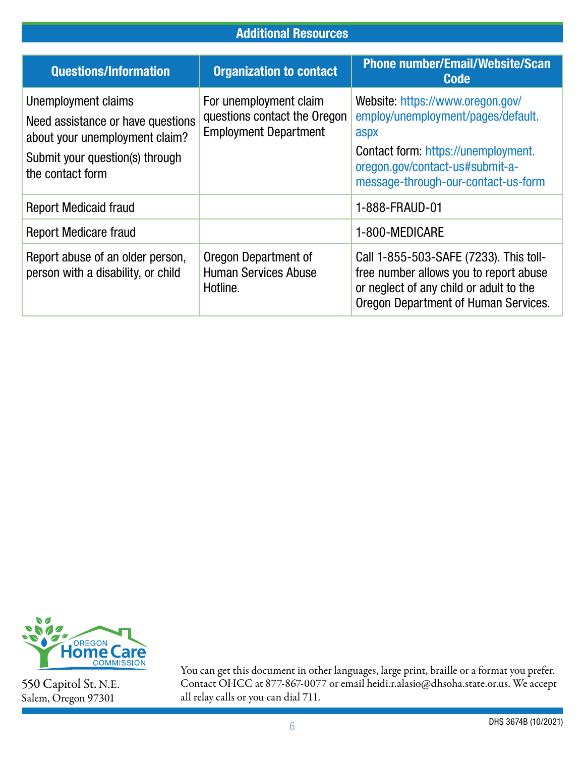## Additional Resources

| Questions/Information | Organization to contact | Phone number/Email/Website/Scan Code |
|---|---|---|
| Unemployment claims<br>Need assistance or have questions about your unemployment claim?<br>Submit your question(s) through the contact form | For unemployment claim questions contact the Oregon Employment Department | Website: https://www.oregon.gov/employ/unemployment/pages/default.aspx<br>Contact form: https://unemployment.oregon.gov/contact-us#submit-a-message-through-our-contact-us-form |
| Report Medicaid fraud | | 1-888-FRAUD-01 |
| Report Medicare fraud | | 1-800-MEDICARE |
| Report abuse of an older person, person with a disability, or child | Oregon Department of Human Services Abuse Hotline. | Call 1-855-503-SAFE (7233). This toll-free number allows you to report abuse or neglect of any child or adult to the Oregon Department of Human Services. |

Oregon Home Care Commission

550 Capitol St. N.E.
Salem, Oregon 97301

You can get this document in other languages, large print, braille or a format you prefer. Contact OHCC at 877-867-0077 or email heidi.r.alasio@dhsoha.state.or.us. We accept all relay calls or you can dial 711.

DHS 3674B (10/2021)